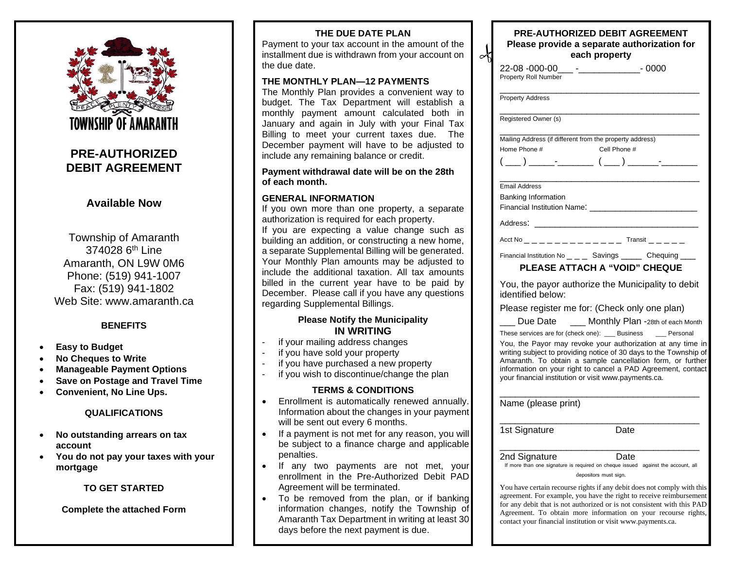TOWNSHIP OF AMARANTH

# PRE-AUTHORIZED DEBIT AGREEMENT

## Available Now

Township of Amaranth
374028 6th Line
Amaranth, ON L9W 0M6
Phone: (519) 941-1007
Fax: (519) 941-1802
Web Site: www.amaranth.ca

### BENEFITS

- **Easy to Budget**
- **No Cheques to Write**
- **Manageable Payment Options**
- **Save on Postage and Travel Time**
- **Convenient, No Line Ups.**

### QUALIFICATIONS

- **No outstanding arrears on tax account**
- **You do not pay your taxes with your mortgage**

### TO GET STARTED

**Complete the attached Form**

### THE DUE DATE PLAN

Payment to your tax account in the amount of the installment due is withdrawn from your account on the due date.

### THE MONTHLY PLAN—12 PAYMENTS

The Monthly Plan provides a convenient way to budget. The Tax Department will establish a monthly payment amount calculated both in January and again in July with your Final Tax Billing to meet your current taxes due. The December payment will have to be adjusted to include any remaining balance or credit.

**Payment withdrawal date will be on the 28th of each month.**

### GENERAL INFORMATION

If you own more than one property, a separate authorization is required for each property.
If you are expecting a value change such as building an addition, or constructing a new home, a separate Supplemental Billing will be generated. Your Monthly Plan amounts may be adjusted to include the additional taxation. All tax amounts billed in the current year have to be paid by December. Please call if you have any questions regarding Supplemental Billings.

### Please Notify the Municipality IN WRITING

- if your mailing address changes
- if you have sold your property
- if you have purchased a new property
- if you wish to discontinue/change the plan

### TERMS & CONDITIONS

- Enrollment is automatically renewed annually. Information about the changes in your payment will be sent out every 6 months.
- If a payment is not met for any reason, you will be subject to a finance charge and applicable penalties.
- If any two payments are not met, your enrollment in the Pre-Authorized Debit PAD Agreement will be terminated.
- To be removed from the plan, or if banking information changes, notify the Township of Amaranth Tax Department in writing at least 30 days before the next payment is due.

### PRE-AUTHORIZED DEBIT AGREEMENT
### Please provide a separate authorization for each property

22-08 -000-00___ -____________- 0000
Property Roll Number

__________________________________________
Property Address

__________________________________________
Registered Owner (s)

__________________________________________
Mailing Address (if different from the property address)

Home Phone # Cell Phone #
( ___ ) _____-_______ ( ___ ) ______-_______

__________________________________________
Email Address

Banking Information
Financial Institution Name: _______________________

Address: __________________________________

Acct No _ _ _ _ _ _ _ _ _ _ _ _ _ Transit _ _ _ _ _

Financial Institution No _ _ _ Savings _____ Chequing ___

**PLEASE ATTACH A "VOID" CHEQUE**

You, the payor authorize the Municipality to debit identified below:

Please register me for: (Check only one plan)

___ Due Date ___ Monthly Plan -28th of each Month

These services are for (check one): ___ Business ___ Personal

You, the Payor may revoke your authorization at any time in writing subject to providing notice of 30 days to the Township of Amaranth. To obtain a sample cancellation form, or further information on your right to cancel a PAD Agreement, contact your financial institution or visit www.payments.ca.

__________________________________________
Name (please print)

__________________________________________
1st Signature Date

__________________________________________
2nd Signature Date

If more than one signature is required on cheque issued against the account, all depositors must sign.

You have certain recourse rights if any debit does not comply with this agreement. For example, you have the right to receive reimbursement for any debit that is not authorized or is not consistent with this PAD Agreement. To obtain more information on your recourse rights, contact your financial institution or visit www.payments.ca.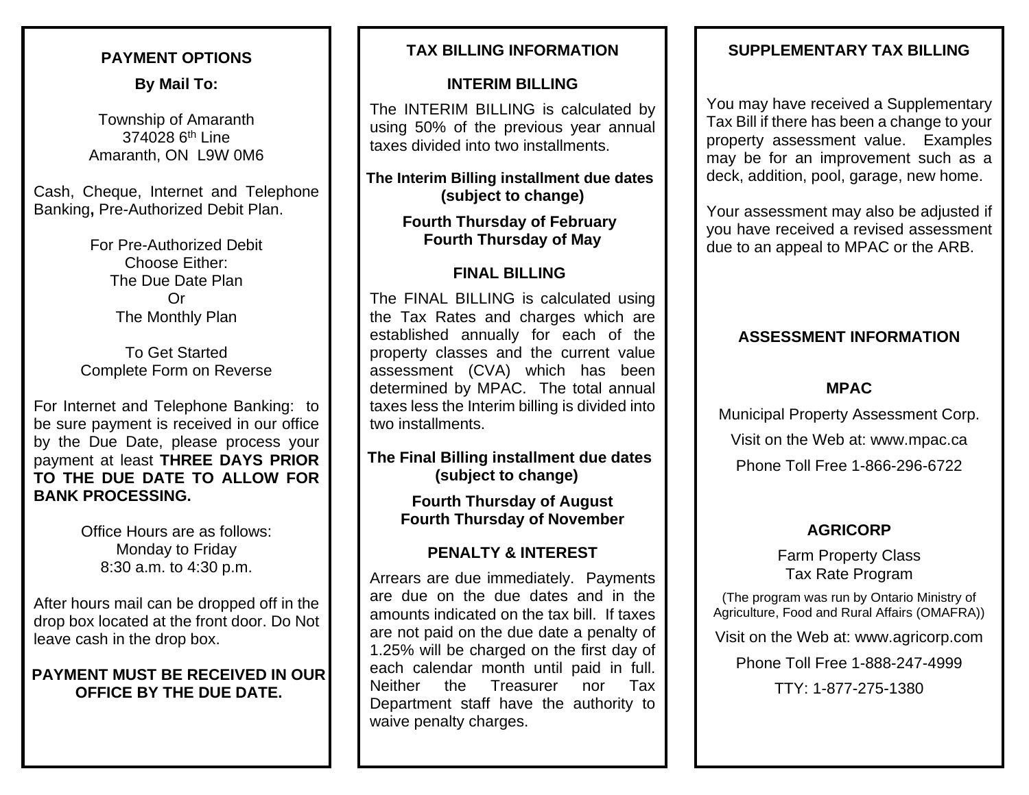## PAYMENT OPTIONS

**By Mail To:**

Township of Amaranth
374028 6th Line
Amaranth, ON L9W 0M6

Cash, Cheque, Internet and Telephone Banking**,** Pre-Authorized Debit Plan.

For Pre-Authorized Debit
Choose Either:
The Due Date Plan
Or
The Monthly Plan

To Get Started
Complete Form on Reverse

For Internet and Telephone Banking: to be sure payment is received in our office by the Due Date, please process your payment at least **THREE DAYS PRIOR TO THE DUE DATE TO ALLOW FOR BANK PROCESSING.**

Office Hours are as follows:
Monday to Friday
8:30 a.m. to 4:30 p.m.

After hours mail can be dropped off in the drop box located at the front door. Do Not leave cash in the drop box.

**PAYMENT MUST BE RECEIVED IN OUR OFFICE BY THE DUE DATE.**

## TAX BILLING INFORMATION

### INTERIM BILLING

The INTERIM BILLING is calculated by using 50% of the previous year annual taxes divided into two installments.

**The Interim Billing installment due dates (subject to change)**

**Fourth Thursday of February**
**Fourth Thursday of May**

### FINAL BILLING

The FINAL BILLING is calculated using the Tax Rates and charges which are established annually for each of the property classes and the current value assessment (CVA) which has been determined by MPAC. The total annual taxes less the Interim billing is divided into two installments.

**The Final Billing installment due dates (subject to change)**

**Fourth Thursday of August**
**Fourth Thursday of November**

### PENALTY & INTEREST

Arrears are due immediately. Payments are due on the due dates and in the amounts indicated on the tax bill. If taxes are not paid on the due date a penalty of 1.25% will be charged on the first day of each calendar month until paid in full. Neither the Treasurer nor Tax Department staff have the authority to waive penalty charges.

## SUPPLEMENTARY TAX BILLING

You may have received a Supplementary Tax Bill if there has been a change to your property assessment value. Examples may be for an improvement such as a deck, addition, pool, garage, new home.

Your assessment may also be adjusted if you have received a revised assessment due to an appeal to MPAC or the ARB.

## ASSESSMENT INFORMATION

### MPAC

Municipal Property Assessment Corp.

Visit on the Web at: www.mpac.ca

Phone Toll Free 1-866-296-6722

### AGRICORP

Farm Property Class
Tax Rate Program

(The program was run by Ontario Ministry of Agriculture, Food and Rural Affairs (OMAFRA))

Visit on the Web at: www.agricorp.com

Phone Toll Free 1-888-247-4999

TTY: 1-877-275-1380